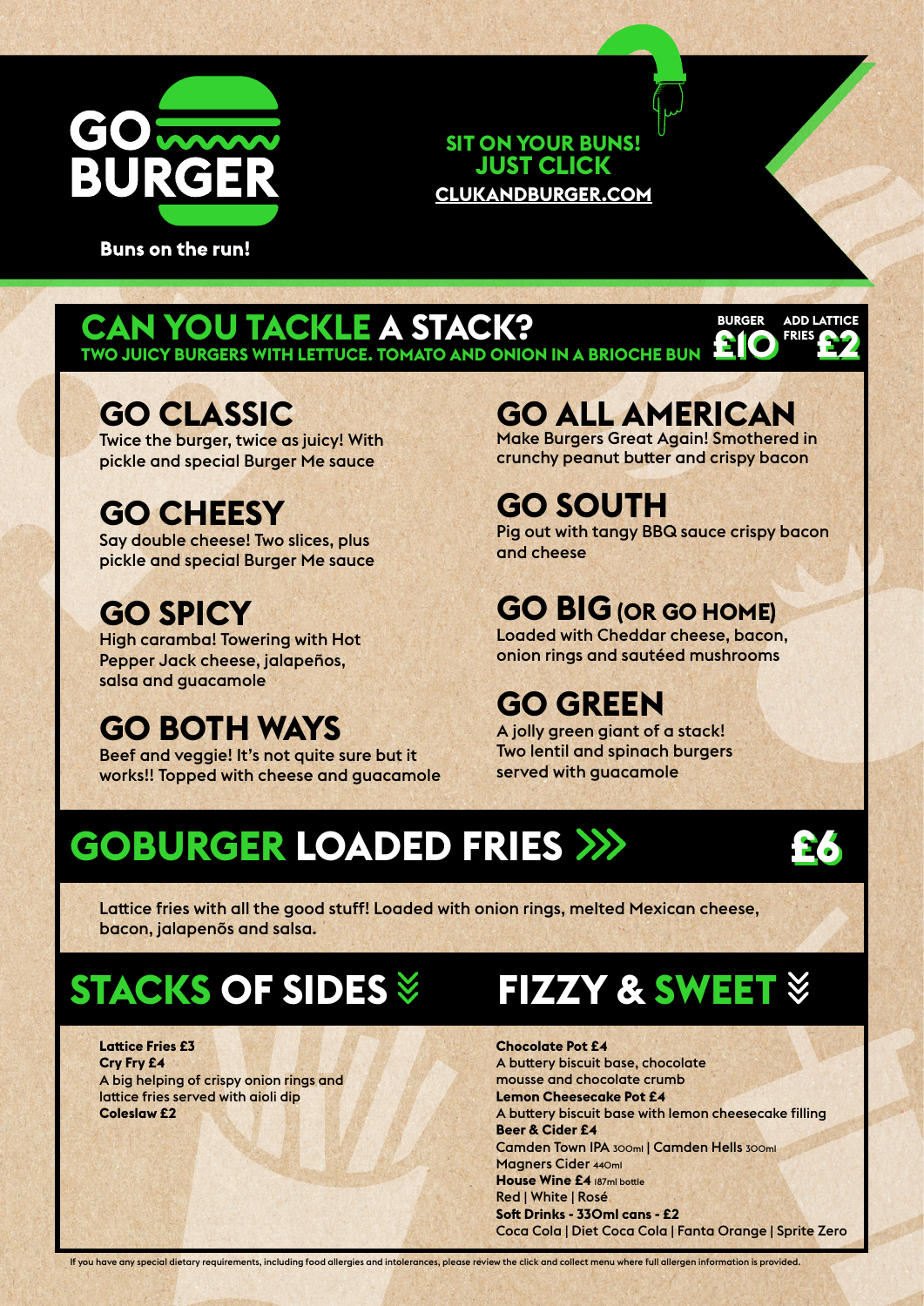# GO BURGER

Buns on the run!

**SIT ON YOUR BUNS!**
**JUST CLICK**
**CLUKANDBURGER.COM**

## CAN YOU TACKLE A STACK?

**TWO JUICY BURGERS WITH LETTUCE. TOMATO AND ONION IN A BRIOCHE BUN**

BURGER **£10** | ADD LATTICE FRIES **£2**

### GO CLASSIC
Twice the burger, twice as juicy! With pickle and special Burger Me sauce

### GO CHEESY
Say double cheese! Two slices, plus pickle and special Burger Me sauce

### GO SPICY
High caramba! Towering with Hot Pepper Jack cheese, jalapeños, salsa and guacamole

### GO BOTH WAYS
Beef and veggie! It's not quite sure but it works!! Topped with cheese and guacamole

### GO ALL AMERICAN
Make Burgers Great Again! Smothered in crunchy peanut butter and crispy bacon

### GO SOUTH
Pig out with tangy BBQ sauce crispy bacon and cheese

### GO BIG (OR GO HOME)
Loaded with Cheddar cheese, bacon, onion rings and sautéed mushrooms

### GO GREEN
A jolly green giant of a stack! Two lentil and spinach burgers served with guacamole

## GOBURGER LOADED FRIES »» £6

Lattice fries with all the good stuff! Loaded with onion rings, melted Mexican cheese, bacon, jalapenõs and salsa.

## STACKS OF SIDES

**Lattice Fries £3**
**Cry Fry £4**
A big helping of crispy onion rings and lattice fries served with aioli dip
**Coleslaw £2**

## FIZZY & SWEET

**Chocolate Pot £4**
A buttery biscuit base, chocolate mousse and chocolate crumb
**Lemon Cheesecake Pot £4**
A buttery biscuit base with lemon cheesecake filling
**Beer & Cider £4**
Camden Town IPA 300ml | Camden Hells 300ml
Magners Cider 440ml
**House Wine £4** 187ml bottle
Red | White | Rosé
**Soft Drinks - 330ml cans - £2**
Coca Cola | Diet Coca Cola | Fanta Orange | Sprite Zero

If you have any special dietary requirements, including food allergies and intolerances, please review the click and collect menu where full allergen information is provided.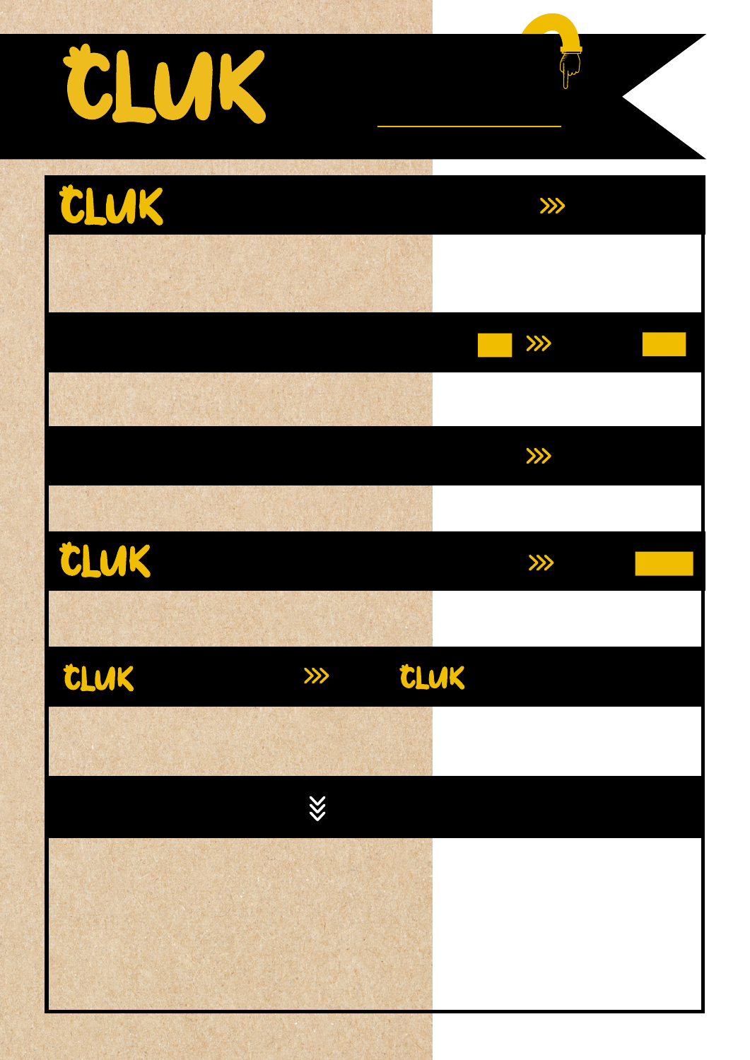# CLUK

## CLUK

## CLUK

CLUK

CLUK